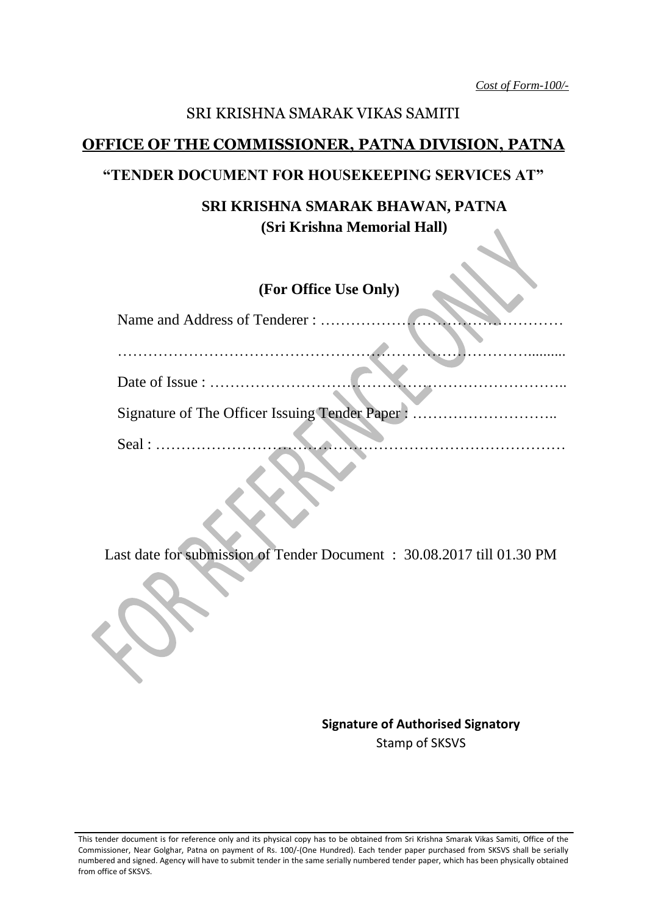*Cost of Form-100/-*

SRI KRISHNA SMARAK VIKAS SAMITI

# OFFICE OF THE COMMISSIONER, PATNA DIVISION, PATNA

## "TENDER DOCUMENT FOR HOUSEKEEPING SERVICES AT"

## SRI KRISHNA SMARAK BHAWAN, PATNA
**(Sri Krishna Memorial Hall)**

**(For Office Use Only)**

Name and Address of Tenderer : …………………………………………

……………………………………………………………………….........

Date of Issue : ……………………………………………………………..

Signature of The Officer Issuing Tender Paper : ………………………..

Seal : ………………………………………………………………………

Last date for submission of Tender Document : 30.08.2017 till 01.30 PM

**Signature of Authorised Signatory**
Stamp of SKSVS

This tender document is for reference only and its physical copy has to be obtained from Sri Krishna Smarak Vikas Samiti, Office of the Commissioner, Near Golghar, Patna on payment of Rs. 100/-(One Hundred). Each tender paper purchased from SKSVS shall be serially numbered and signed. Agency will have to submit tender in the same serially numbered tender paper, which has been physically obtained from office of SKSVS.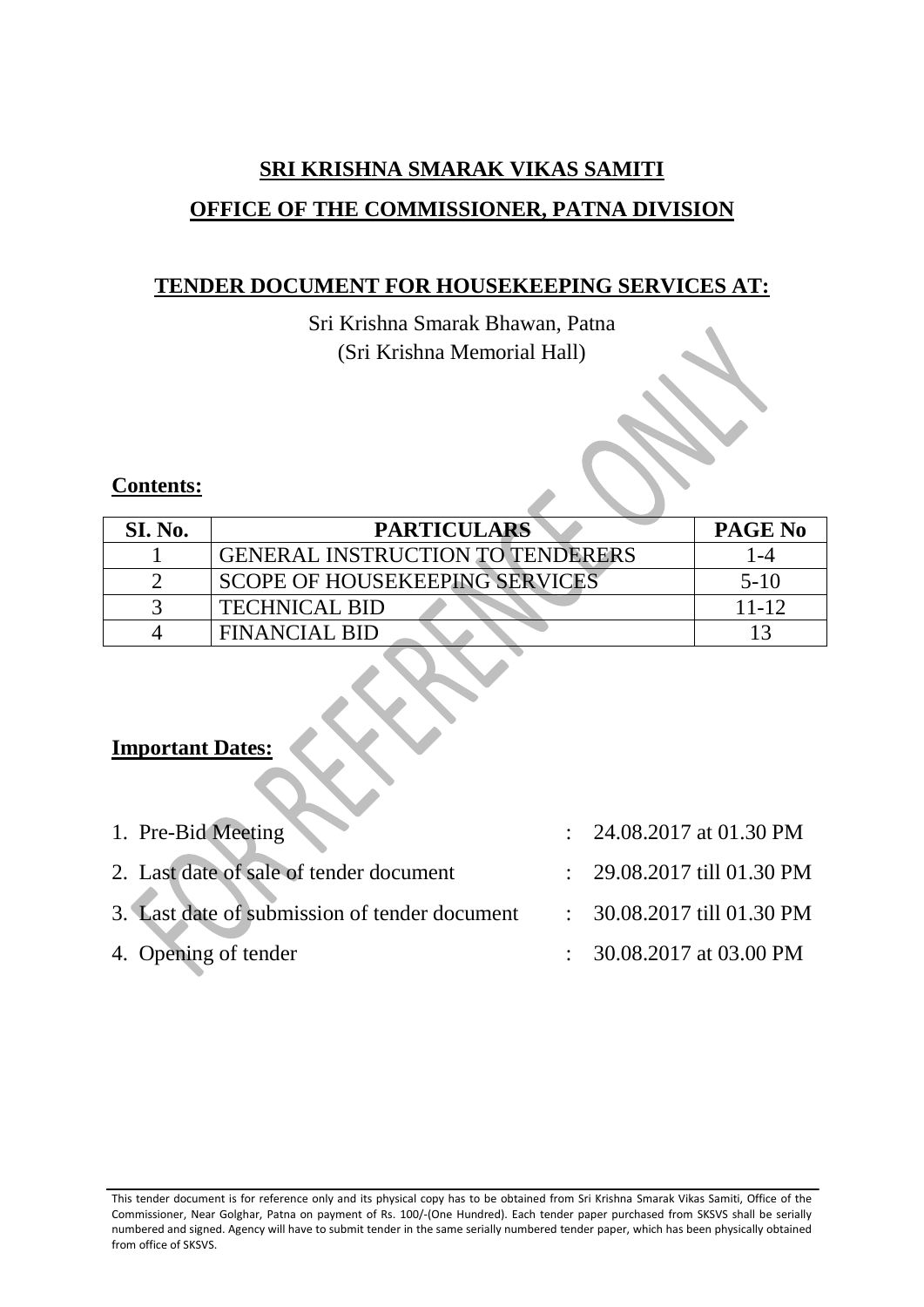**SRI KRISHNA SMARAK VIKAS SAMITI**

**OFFICE OF THE COMMISSIONER, PATNA DIVISION**

**TENDER DOCUMENT FOR HOUSEKEEPING SERVICES AT:**

Sri Krishna Smarak Bhawan, Patna
(Sri Krishna Memorial Hall)

**Contents:**

| SI. No. | PARTICULARS | PAGE No |
|---|---|---|
| 1 | GENERAL INSTRUCTION TO TENDERERS | 1-4 |
| 2 | SCOPE OF HOUSEKEEPING SERVICES | 5-10 |
| 3 | TECHNICAL BID | 11-12 |
| 4 | FINANCIAL BID | 13 |

**Important Dates:**

1. Pre-Bid Meeting : 24.08.2017 at 01.30 PM
2. Last date of sale of tender document : 29.08.2017 till 01.30 PM
3. Last date of submission of tender document : 30.08.2017 till 01.30 PM
4. Opening of tender : 30.08.2017 at 03.00 PM

This tender document is for reference only and its physical copy has to be obtained from Sri Krishna Smarak Vikas Samiti, Office of the Commissioner, Near Golghar, Patna on payment of Rs. 100/-(One Hundred). Each tender paper purchased from SKSVS shall be serially numbered and signed. Agency will have to submit tender in the same serially numbered tender paper, which has been physically obtained from office of SKSVS.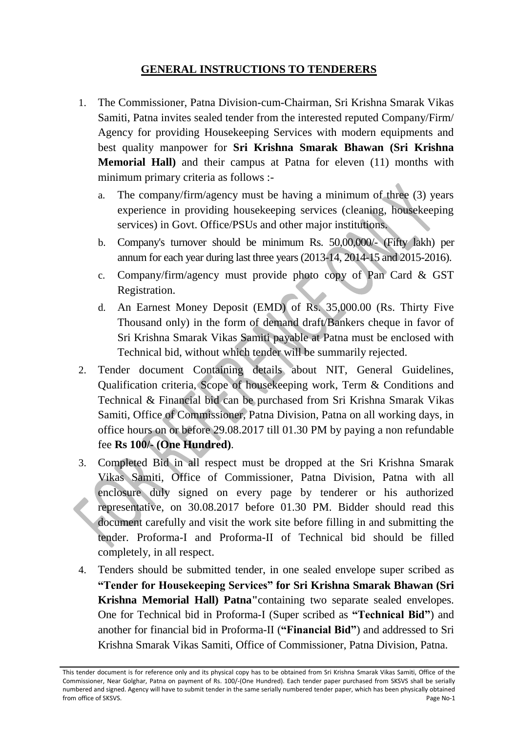## GENERAL INSTRUCTIONS TO TENDERERS

1. The Commissioner, Patna Division-cum-Chairman, Sri Krishna Smarak Vikas Samiti, Patna invites sealed tender from the interested reputed Company/Firm/ Agency for providing Housekeeping Services with modern equipments and best quality manpower for **Sri Krishna Smarak Bhawan (Sri Krishna Memorial Hall)** and their campus at Patna for eleven (11) months with minimum primary criteria as follows :-
   a. The company/firm/agency must be having a minimum of three (3) years experience in providing housekeeping services (cleaning, housekeeping services) in Govt. Office/PSUs and other major institutions.
   b. Company's turnover should be minimum Rs. 50,00,000/- (Fifty lakh) per annum for each year during last three years (2013-14, 2014-15 and 2015-2016).
   c. Company/firm/agency must provide photo copy of Pan Card & GST Registration.
   d. An Earnest Money Deposit (EMD) of Rs. 35,000.00 (Rs. Thirty Five Thousand only) in the form of demand draft/Bankers cheque in favor of Sri Krishna Smarak Vikas Samiti payable at Patna must be enclosed with Technical bid, without which tender will be summarily rejected.
2. Tender document Containing details about NIT, General Guidelines, Qualification criteria, Scope of housekeeping work, Term & Conditions and Technical & Financial bid can be purchased from Sri Krishna Smarak Vikas Samiti, Office of Commissioner, Patna Division, Patna on all working days, in office hours on or before 29.08.2017 till 01.30 PM by paying a non refundable fee **Rs 100/- (One Hundred)**.
3. Completed Bid in all respect must be dropped at the Sri Krishna Smarak Vikas Samiti, Office of Commissioner, Patna Division, Patna with all enclosure duly signed on every page by tenderer or his authorized representative, on 30.08.2017 before 01.30 PM. Bidder should read this document carefully and visit the work site before filling in and submitting the tender. Proforma-I and Proforma-II of Technical bid should be filled completely, in all respect.
4. Tenders should be submitted tender, in one sealed envelope super scribed as **"Tender for Housekeeping Services" for Sri Krishna Smarak Bhawan (Sri Krishna Memorial Hall) Patna"**containing two separate sealed envelopes. One for Technical bid in Proforma-I (Super scribed as **"Technical Bid"**) and another for financial bid in Proforma-II (**"Financial Bid"**) and addressed to Sri Krishna Smarak Vikas Samiti, Office of Commissioner, Patna Division, Patna.

This tender document is for reference only and its physical copy has to be obtained from Sri Krishna Smarak Vikas Samiti, Office of the Commissioner, Near Golghar, Patna on payment of Rs. 100/-(One Hundred). Each tender paper purchased from SKSVS shall be serially numbered and signed. Agency will have to submit tender in the same serially numbered tender paper, which has been physically obtained from office of SKSVS.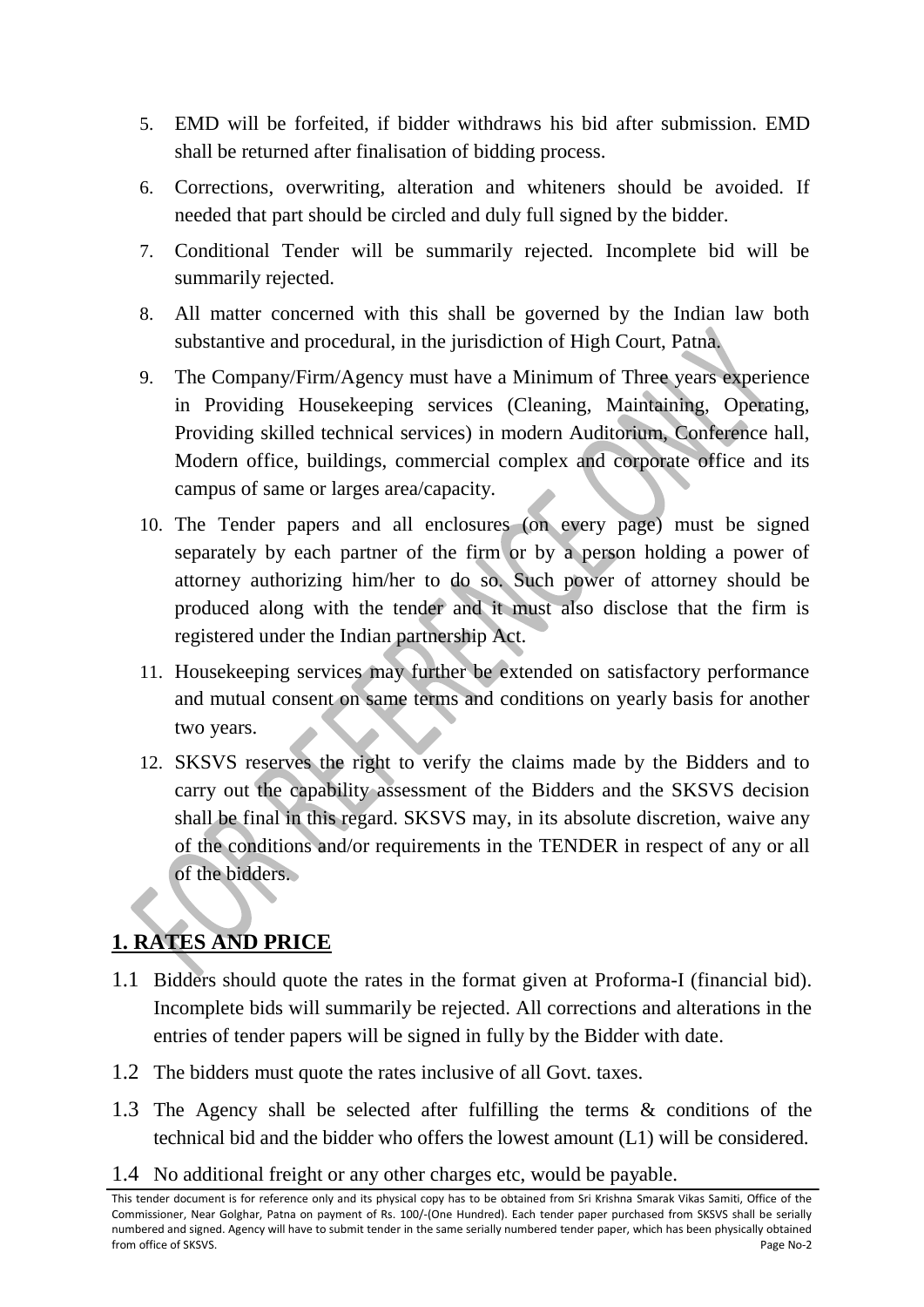5. EMD will be forfeited, if bidder withdraws his bid after submission. EMD shall be returned after finalisation of bidding process.
6. Corrections, overwriting, alteration and whiteners should be avoided. If needed that part should be circled and duly full signed by the bidder.
7. Conditional Tender will be summarily rejected. Incomplete bid will be summarily rejected.
8. All matter concerned with this shall be governed by the Indian law both substantive and procedural, in the jurisdiction of High Court, Patna.
9. The Company/Firm/Agency must have a Minimum of Three years experience in Providing Housekeeping services (Cleaning, Maintaining, Operating, Providing skilled technical services) in modern Auditorium, Conference hall, Modern office, buildings, commercial complex and corporate office and its campus of same or larges area/capacity.
10. The Tender papers and all enclosures (on every page) must be signed separately by each partner of the firm or by a person holding a power of attorney authorizing him/her to do so. Such power of attorney should be produced along with the tender and it must also disclose that the firm is registered under the Indian partnership Act.
11. Housekeeping services may further be extended on satisfactory performance and mutual consent on same terms and conditions on yearly basis for another two years.
12. SKSVS reserves the right to verify the claims made by the Bidders and to carry out the capability assessment of the Bidders and the SKSVS decision shall be final in this regard. SKSVS may, in its absolute discretion, waive any of the conditions and/or requirements in the TENDER in respect of any or all of the bidders.

## 1. RATES AND PRICE

1.1 Bidders should quote the rates in the format given at Proforma-I (financial bid). Incomplete bids will summarily be rejected. All corrections and alterations in the entries of tender papers will be signed in fully by the Bidder with date.

1.2 The bidders must quote the rates inclusive of all Govt. taxes.

1.3 The Agency shall be selected after fulfilling the terms & conditions of the technical bid and the bidder who offers the lowest amount (L1) will be considered.

1.4 No additional freight or any other charges etc, would be payable.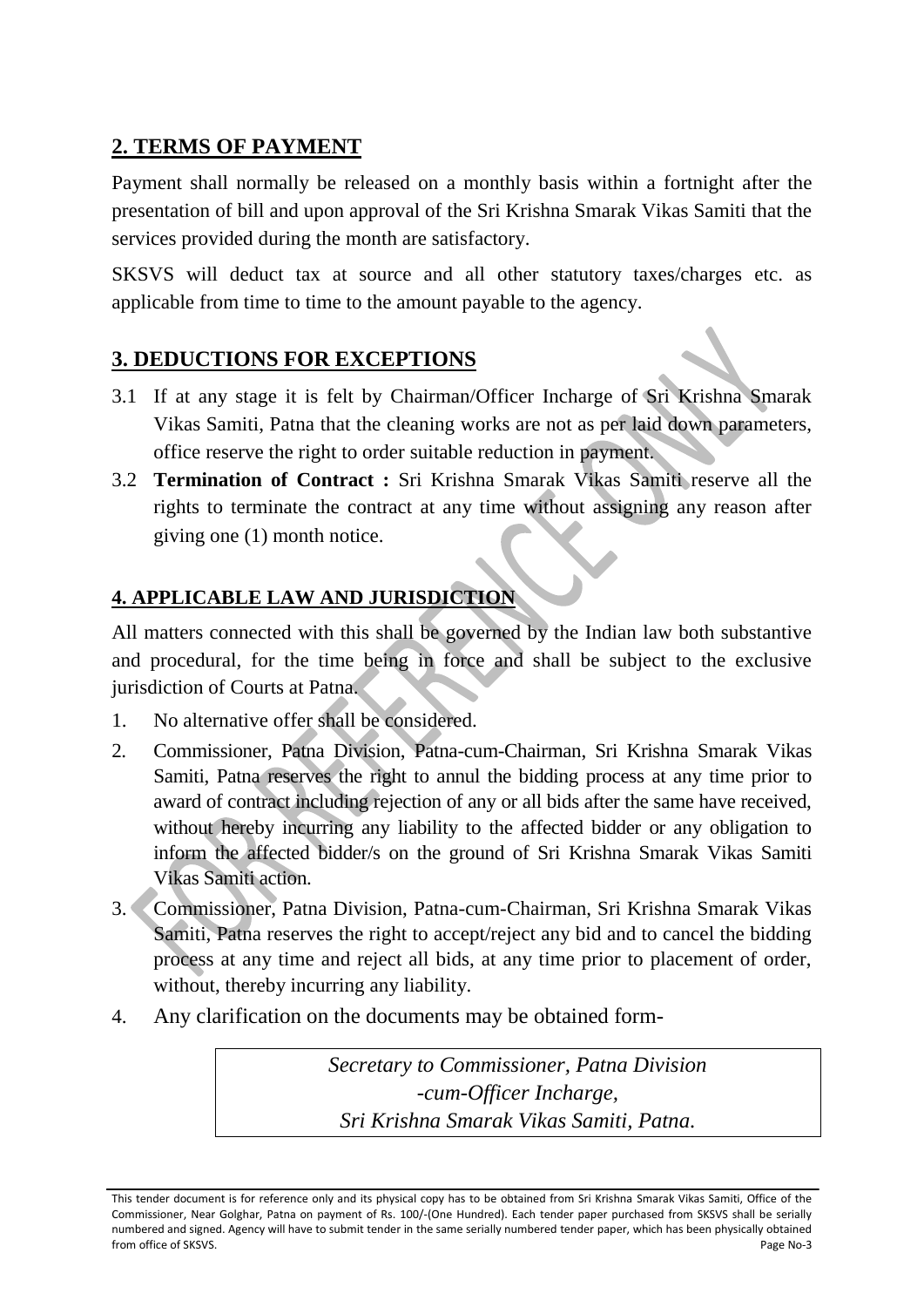## 2. TERMS OF PAYMENT

Payment shall normally be released on a monthly basis within a fortnight after the presentation of bill and upon approval of the Sri Krishna Smarak Vikas Samiti that the services provided during the month are satisfactory.

SKSVS will deduct tax at source and all other statutory taxes/charges etc. as applicable from time to time to the amount payable to the agency.

## 3. DEDUCTIONS FOR EXCEPTIONS

3.1 If at any stage it is felt by Chairman/Officer Incharge of Sri Krishna Smarak Vikas Samiti, Patna that the cleaning works are not as per laid down parameters, office reserve the right to order suitable reduction in payment.

3.2 **Termination of Contract :** Sri Krishna Smarak Vikas Samiti reserve all the rights to terminate the contract at any time without assigning any reason after giving one (1) month notice.

## 4. APPLICABLE LAW AND JURISDICTION

All matters connected with this shall be governed by the Indian law both substantive and procedural, for the time being in force and shall be subject to the exclusive jurisdiction of Courts at Patna.

1. No alternative offer shall be considered.
2. Commissioner, Patna Division, Patna-cum-Chairman, Sri Krishna Smarak Vikas Samiti, Patna reserves the right to annul the bidding process at any time prior to award of contract including rejection of any or all bids after the same have received, without hereby incurring any liability to the affected bidder or any obligation to inform the affected bidder/s on the ground of Sri Krishna Smarak Vikas Samiti Vikas Samiti action.
3. Commissioner, Patna Division, Patna-cum-Chairman, Sri Krishna Smarak Vikas Samiti, Patna reserves the right to accept/reject any bid and to cancel the bidding process at any time and reject all bids, at any time prior to placement of order, without, thereby incurring any liability.
4. Any clarification on the documents may be obtained form-

*Secretary to Commissioner, Patna Division*
*-cum-Officer Incharge,*
*Sri Krishna Smarak Vikas Samiti, Patna.*

This tender document is for reference only and its physical copy has to be obtained from Sri Krishna Smarak Vikas Samiti, Office of the Commissioner, Near Golghar, Patna on payment of Rs. 100/-(One Hundred). Each tender paper purchased from SKSVS shall be serially numbered and signed. Agency will have to submit tender in the same serially numbered tender paper, which has been physically obtained from office of SKSVS.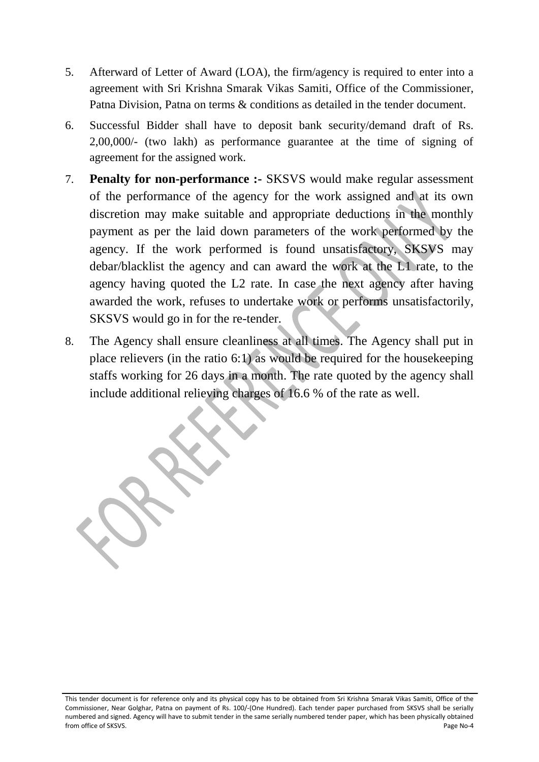5. Afterward of Letter of Award (LOA), the firm/agency is required to enter into a agreement with Sri Krishna Smarak Vikas Samiti, Office of the Commissioner, Patna Division, Patna on terms & conditions as detailed in the tender document.

6. Successful Bidder shall have to deposit bank security/demand draft of Rs. 2,00,000/- (two lakh) as performance guarantee at the time of signing of agreement for the assigned work.

7. **Penalty for non-performance :-** SKSVS would make regular assessment of the performance of the agency for the work assigned and at its own discretion may make suitable and appropriate deductions in the monthly payment as per the laid down parameters of the work performed by the agency. If the work performed is found unsatisfactory, SKSVS may debar/blacklist the agency and can award the work at the L1 rate, to the agency having quoted the L2 rate. In case the next agency after having awarded the work, refuses to undertake work or performs unsatisfactorily, SKSVS would go in for the re-tender.

8. The Agency shall ensure cleanliness at all times. The Agency shall put in place relievers (in the ratio 6:1) as would be required for the housekeeping staffs working for 26 days in a month. The rate quoted by the agency shall include additional relieving charges of 16.6 % of the rate as well.

This tender document is for reference only and its physical copy has to be obtained from Sri Krishna Smarak Vikas Samiti, Office of the Commissioner, Near Golghar, Patna on payment of Rs. 100/-(One Hundred). Each tender paper purchased from SKSVS shall be serially numbered and signed. Agency will have to submit tender in the same serially numbered tender paper, which has been physically obtained from office of SKSVS.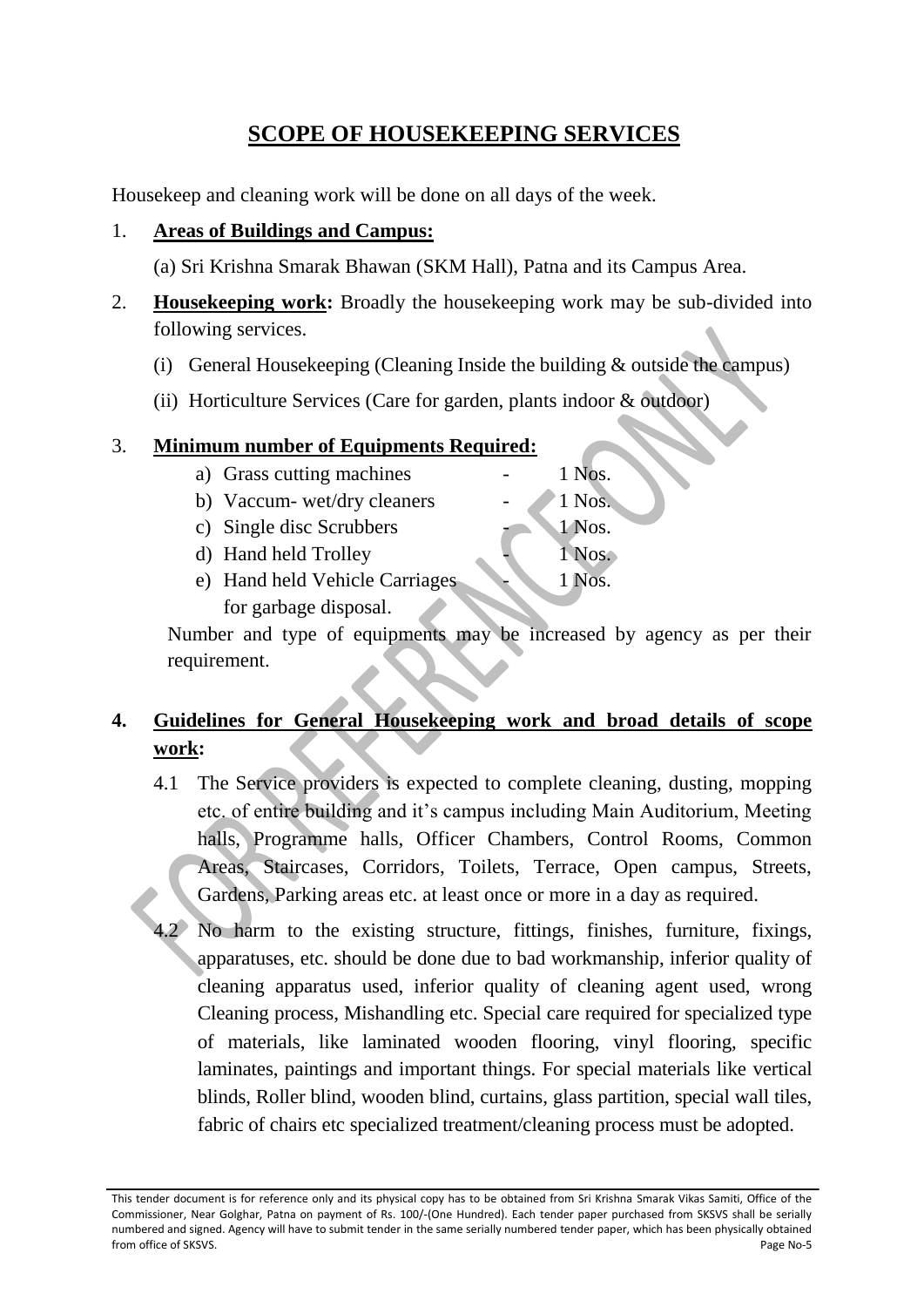# SCOPE OF HOUSEKEEPING SERVICES

Housekeep and cleaning work will be done on all days of the week.

1. **Areas of Buildings and Campus:**

   (a) Sri Krishna Smarak Bhawan (SKM Hall), Patna and its Campus Area.

2. **Housekeeping work:** Broadly the housekeeping work may be sub-divided into following services.

   (i) General Housekeeping (Cleaning Inside the building & outside the campus)

   (ii) Horticulture Services (Care for garden, plants indoor & outdoor)

3. **Minimum number of Equipments Required:**

   a) Grass cutting machines - 1 Nos.
   b) Vaccum- wet/dry cleaners - 1 Nos.
   c) Single disc Scrubbers - 1 Nos.
   d) Hand held Trolley - 1 Nos.
   e) Hand held Vehicle Carriages for garbage disposal. - 1 Nos.

   Number and type of equipments may be increased by agency as per their requirement.

4. **Guidelines for General Housekeeping work and broad details of scope work:**

   4.1 The Service providers is expected to complete cleaning, dusting, mopping etc. of entire building and it's campus including Main Auditorium, Meeting halls, Programme halls, Officer Chambers, Control Rooms, Common Areas, Staircases, Corridors, Toilets, Terrace, Open campus, Streets, Gardens, Parking areas etc. at least once or more in a day as required.

   4.2 No harm to the existing structure, fittings, finishes, furniture, fixings, apparatuses, etc. should be done due to bad workmanship, inferior quality of cleaning apparatus used, inferior quality of cleaning agent used, wrong Cleaning process, Mishandling etc. Special care required for specialized type of materials, like laminated wooden flooring, vinyl flooring, specific laminates, paintings and important things. For special materials like vertical blinds, Roller blind, wooden blind, curtains, glass partition, special wall tiles, fabric of chairs etc specialized treatment/cleaning process must be adopted.

This tender document is for reference only and its physical copy has to be obtained from Sri Krishna Smarak Vikas Samiti, Office of the Commissioner, Near Golghar, Patna on payment of Rs. 100/-(One Hundred). Each tender paper purchased from SKSVS shall be serially numbered and signed. Agency will have to submit tender in the same serially numbered tender paper, which has been physically obtained from office of SKSVS.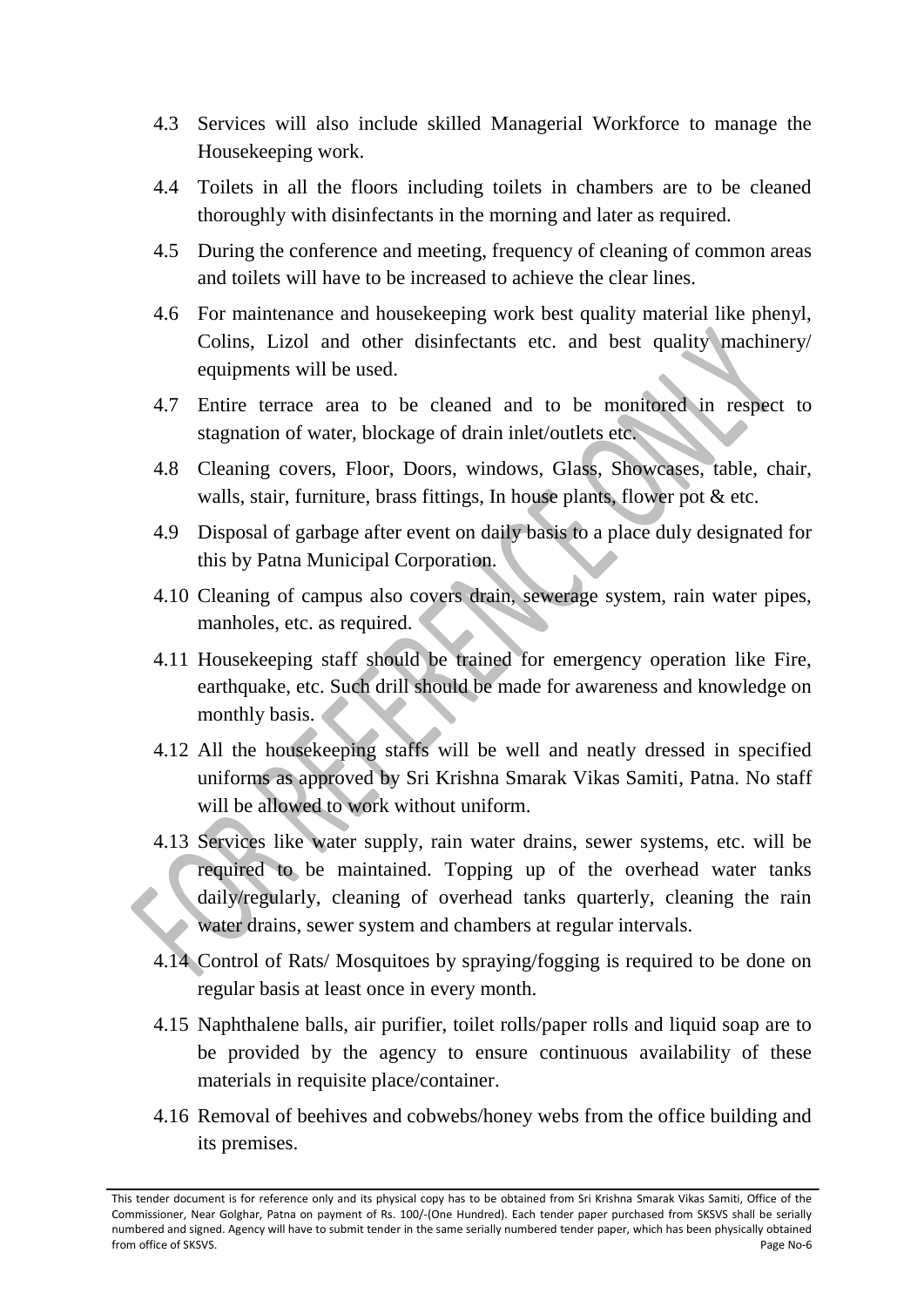4.3 Services will also include skilled Managerial Workforce to manage the Housekeeping work.

4.4 Toilets in all the floors including toilets in chambers are to be cleaned thoroughly with disinfectants in the morning and later as required.

4.5 During the conference and meeting, frequency of cleaning of common areas and toilets will have to be increased to achieve the clear lines.

4.6 For maintenance and housekeeping work best quality material like phenyl, Colins, Lizol and other disinfectants etc. and best quality machinery/ equipments will be used.

4.7 Entire terrace area to be cleaned and to be monitored in respect to stagnation of water, blockage of drain inlet/outlets etc.

4.8 Cleaning covers, Floor, Doors, windows, Glass, Showcases, table, chair, walls, stair, furniture, brass fittings, In house plants, flower pot & etc.

4.9 Disposal of garbage after event on daily basis to a place duly designated for this by Patna Municipal Corporation.

4.10 Cleaning of campus also covers drain, sewerage system, rain water pipes, manholes, etc. as required.

4.11 Housekeeping staff should be trained for emergency operation like Fire, earthquake, etc. Such drill should be made for awareness and knowledge on monthly basis.

4.12 All the housekeeping staffs will be well and neatly dressed in specified uniforms as approved by Sri Krishna Smarak Vikas Samiti, Patna. No staff will be allowed to work without uniform.

4.13 Services like water supply, rain water drains, sewer systems, etc. will be required to be maintained. Topping up of the overhead water tanks daily/regularly, cleaning of overhead tanks quarterly, cleaning the rain water drains, sewer system and chambers at regular intervals.

4.14 Control of Rats/ Mosquitoes by spraying/fogging is required to be done on regular basis at least once in every month.

4.15 Naphthalene balls, air purifier, toilet rolls/paper rolls and liquid soap are to be provided by the agency to ensure continuous availability of these materials in requisite place/container.

4.16 Removal of beehives and cobwebs/honey webs from the office building and its premises.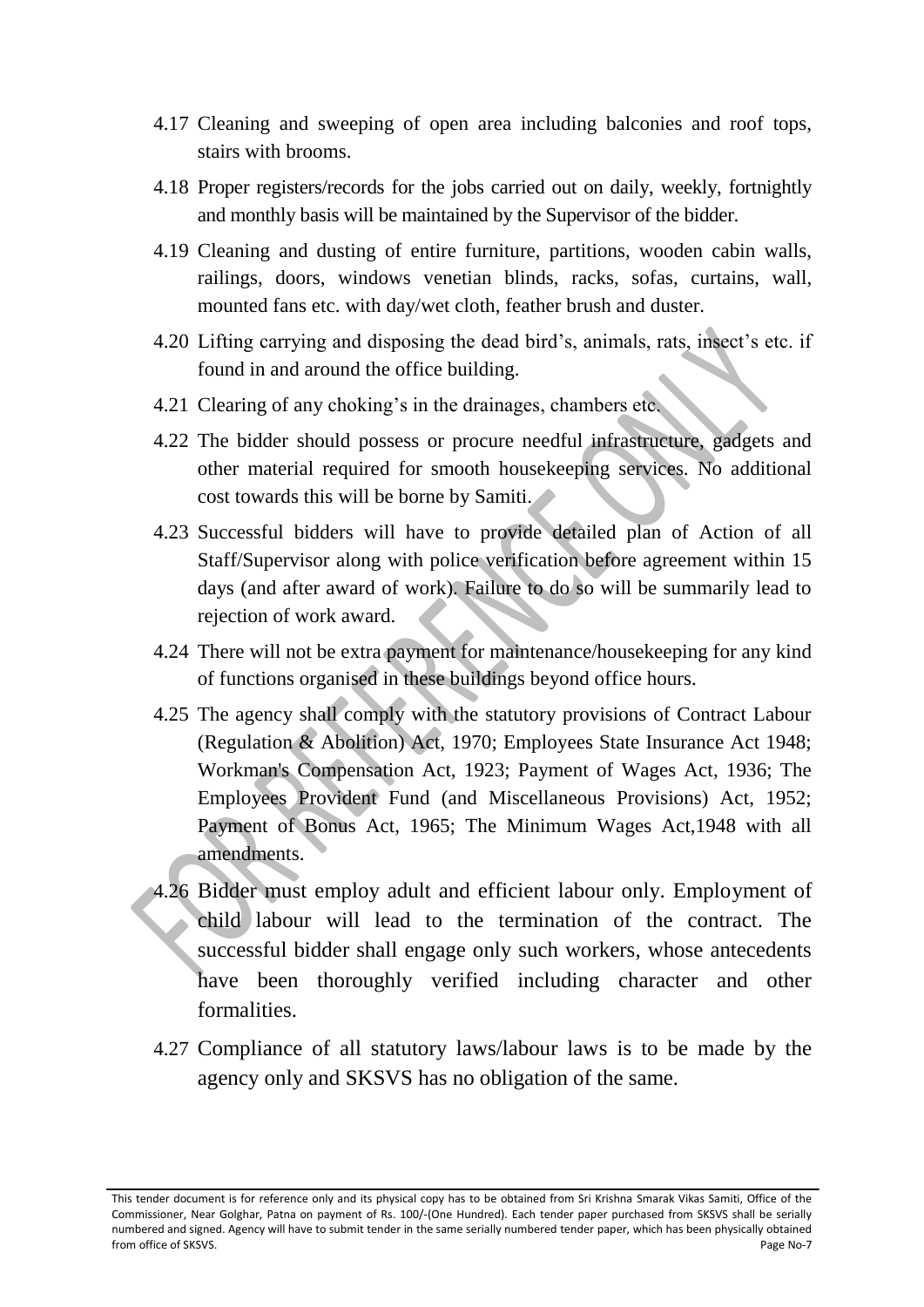4.17 Cleaning and sweeping of open area including balconies and roof tops, stairs with brooms.

4.18 Proper registers/records for the jobs carried out on daily, weekly, fortnightly and monthly basis will be maintained by the Supervisor of the bidder.

4.19 Cleaning and dusting of entire furniture, partitions, wooden cabin walls, railings, doors, windows venetian blinds, racks, sofas, curtains, wall, mounted fans etc. with day/wet cloth, feather brush and duster.

4.20 Lifting carrying and disposing the dead bird's, animals, rats, insect's etc. if found in and around the office building.

4.21 Clearing of any choking's in the drainages, chambers etc.

4.22 The bidder should possess or procure needful infrastructure, gadgets and other material required for smooth housekeeping services. No additional cost towards this will be borne by Samiti.

4.23 Successful bidders will have to provide detailed plan of Action of all Staff/Supervisor along with police verification before agreement within 15 days (and after award of work). Failure to do so will be summarily lead to rejection of work award.

4.24 There will not be extra payment for maintenance/housekeeping for any kind of functions organised in these buildings beyond office hours.

4.25 The agency shall comply with the statutory provisions of Contract Labour (Regulation & Abolition) Act, 1970; Employees State Insurance Act 1948; Workman's Compensation Act, 1923; Payment of Wages Act, 1936; The Employees Provident Fund (and Miscellaneous Provisions) Act, 1952; Payment of Bonus Act, 1965; The Minimum Wages Act,1948 with all amendments.

4.26 Bidder must employ adult and efficient labour only. Employment of child labour will lead to the termination of the contract. The successful bidder shall engage only such workers, whose antecedents have been thoroughly verified including character and other formalities.

4.27 Compliance of all statutory laws/labour laws is to be made by the agency only and SKSVS has no obligation of the same.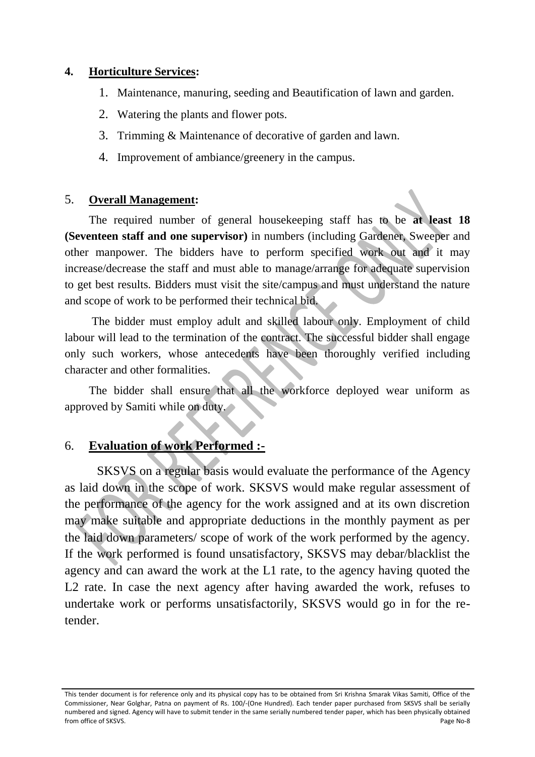**4. Horticulture Services:**

1. Maintenance, manuring, seeding and Beautification of lawn and garden.
2. Watering the plants and flower pots.
3. Trimming & Maintenance of decorative of garden and lawn.
4. Improvement of ambiance/greenery in the campus.

5. **Overall Management:**

The required number of general housekeeping staff has to be **at least 18 (Seventeen staff and one supervisor)** in numbers (including Gardener, Sweeper and other manpower. The bidders have to perform specified work out and it may increase/decrease the staff and must able to manage/arrange for adequate supervision to get best results. Bidders must visit the site/campus and must understand the nature and scope of work to be performed their technical bid.

The bidder must employ adult and skilled labour only. Employment of child labour will lead to the termination of the contract. The successful bidder shall engage only such workers, whose antecedents have been thoroughly verified including character and other formalities.

The bidder shall ensure that all the workforce deployed wear uniform as approved by Samiti while on duty.

6. **Evaluation of work Performed :-**

SKSVS on a regular basis would evaluate the performance of the Agency as laid down in the scope of work. SKSVS would make regular assessment of the performance of the agency for the work assigned and at its own discretion may make suitable and appropriate deductions in the monthly payment as per the laid down parameters/ scope of work of the work performed by the agency. If the work performed is found unsatisfactory, SKSVS may debar/blacklist the agency and can award the work at the L1 rate, to the agency having quoted the L2 rate. In case the next agency after having awarded the work, refuses to undertake work or performs unsatisfactorily, SKSVS would go in for the re-tender.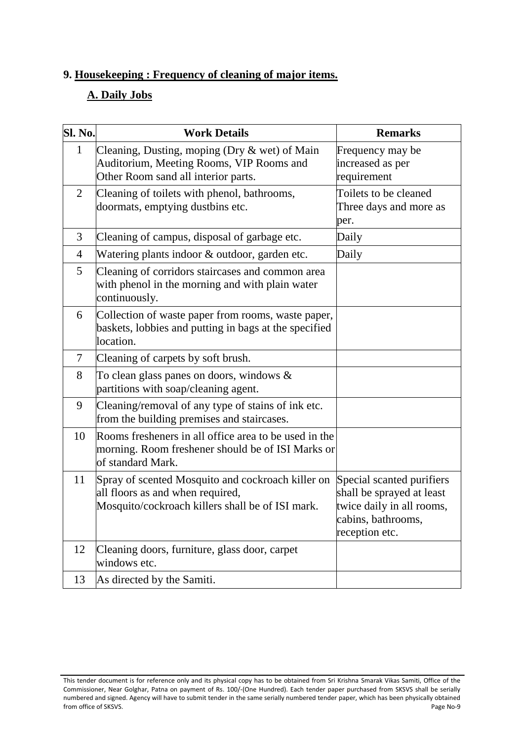## 9. Housekeeping : Frequency of cleaning of major items.

### A. Daily Jobs

| Sl. No. | Work Details | Remarks |
|---|---|---|
| 1 | Cleaning, Dusting, moping (Dry & wet) of Main Auditorium, Meeting Rooms, VIP Rooms and Other Room sand all interior parts. | Frequency may be increased as per requirement |
| 2 | Cleaning of toilets with phenol, bathrooms, doormats, emptying dustbins etc. | Toilets to be cleaned Three days and more as per. |
| 3 | Cleaning of campus, disposal of garbage etc. | Daily |
| 4 | Watering plants indoor & outdoor, garden etc. | Daily |
| 5 | Cleaning of corridors staircases and common area with phenol in the morning and with plain water continuously. | |
| 6 | Collection of waste paper from rooms, waste paper, baskets, lobbies and putting in bags at the specified location. | |
| 7 | Cleaning of carpets by soft brush. | |
| 8 | To clean glass panes on doors, windows & partitions with soap/cleaning agent. | |
| 9 | Cleaning/removal of any type of stains of ink etc. from the building premises and staircases. | |
| 10 | Rooms fresheners in all office area to be used in the morning. Room freshener should be of ISI Marks or of standard Mark. | |
| 11 | Spray of scented Mosquito and cockroach killer on all floors as and when required, Mosquito/cockroach killers shall be of ISI mark. | Special scanted purifiers shall be sprayed at least twice daily in all rooms, cabins, bathrooms, reception etc. |
| 12 | Cleaning doors, furniture, glass door, carpet windows etc. | |
| 13 | As directed by the Samiti. | |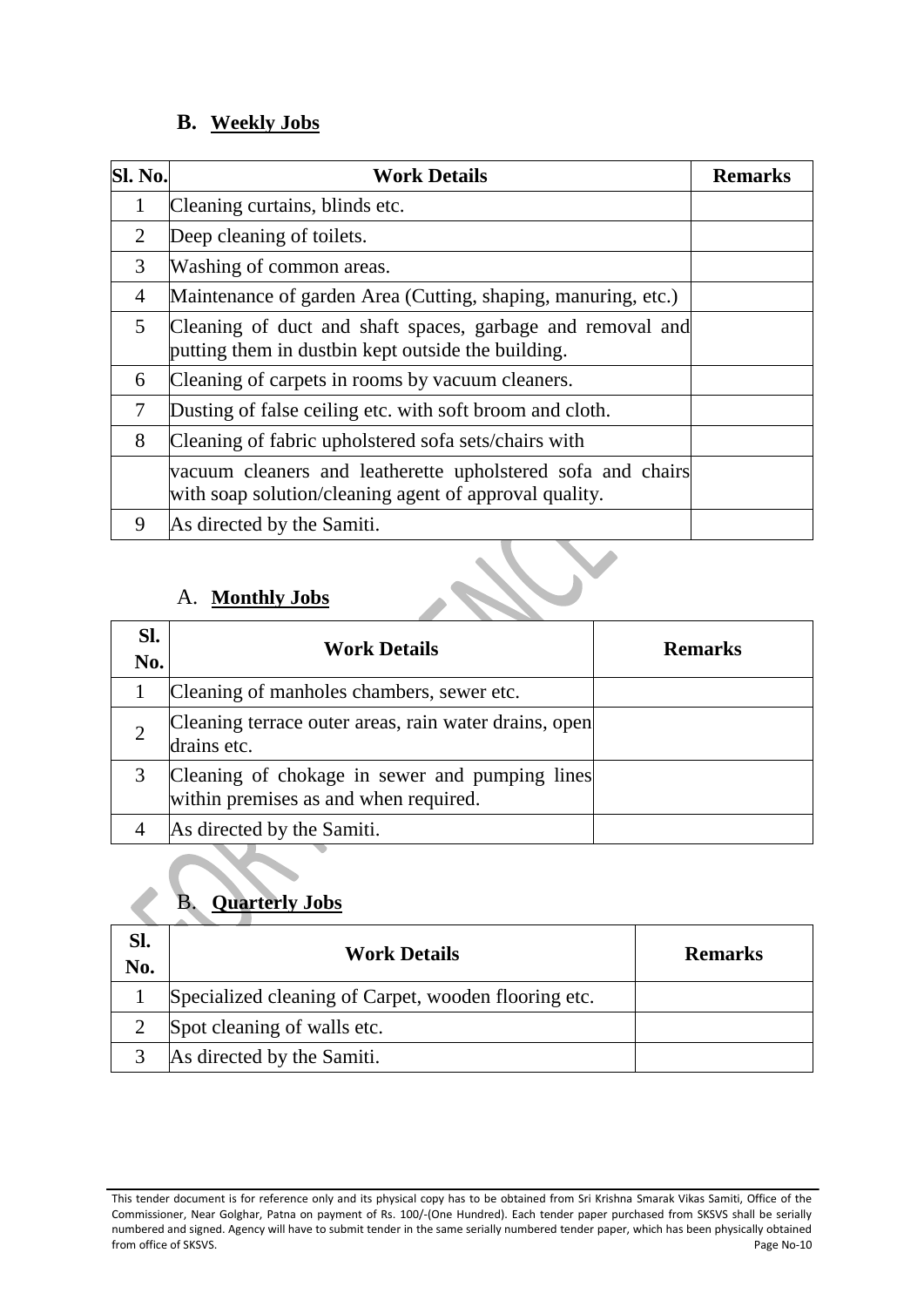## B. **Weekly Jobs**

| Sl. No. | Work Details | Remarks |
|---|---|---|
| 1 | Cleaning curtains, blinds etc. | |
| 2 | Deep cleaning of toilets. | |
| 3 | Washing of common areas. | |
| 4 | Maintenance of garden Area (Cutting, shaping, manuring, etc.) | |
| 5 | Cleaning of duct and shaft spaces, garbage and removal and putting them in dustbin kept outside the building. | |
| 6 | Cleaning of carpets in rooms by vacuum cleaners. | |
| 7 | Dusting of false ceiling etc. with soft broom and cloth. | |
| 8 | Cleaning of fabric upholstered sofa sets/chairs with | |
| | vacuum cleaners and leatherette upholstered sofa and chairs with soap solution/cleaning agent of approval quality. | |
| 9 | As directed by the Samiti. | |

## A. **Monthly Jobs**

| Sl. No. | Work Details | Remarks |
|---|---|---|
| 1 | Cleaning of manholes chambers, sewer etc. | |
| 2 | Cleaning terrace outer areas, rain water drains, open drains etc. | |
| 3 | Cleaning of chokage in sewer and pumping lines within premises as and when required. | |
| 4 | As directed by the Samiti. | |

## B. **Quarterly Jobs**

| Sl. No. | Work Details | Remarks |
|---|---|---|
| 1 | Specialized cleaning of Carpet, wooden flooring etc. | |
| 2 | Spot cleaning of walls etc. | |
| 3 | As directed by the Samiti. | |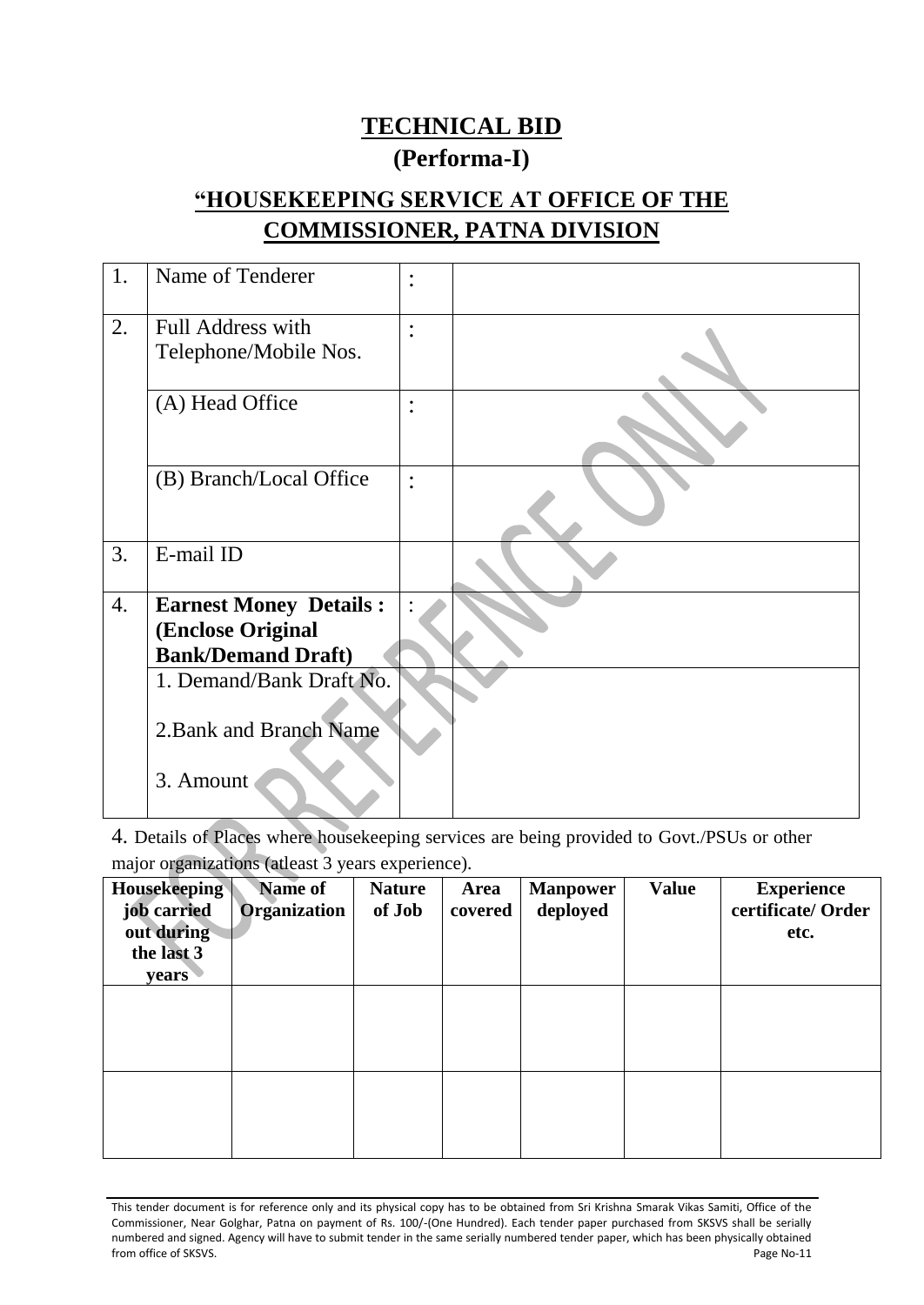# TECHNICAL BID

## (Performa-I)

## "HOUSEKEEPING SERVICE AT OFFICE OF THE COMMISSIONER, PATNA DIVISION

| | | | |
|---|---|---|---|
| 1. | Name of Tenderer | : | |
| 2. | Full Address with Telephone/Mobile Nos. | : | |
| | (A) Head Office | : | |
| | (B) Branch/Local Office | : | |
| 3. | E-mail ID | | |
| 4. | **Earnest Money Details : (Enclose Original Bank/Demand Draft)** | : | |
| | 1. Demand/Bank Draft No.<br><br>2.Bank and Branch Name<br><br>3. Amount | | |

4. Details of Places where housekeeping services are being provided to Govt./PSUs or other major organizations (atleast 3 years experience).

| Housekeeping job carried out during the last 3 years | Name of Organization | Nature of Job | Area covered | Manpower deployed | Value | Experience certificate/ Order etc. |
|---|---|---|---|---|---|---|
| | | | | | | |
| | | | | | | |

This tender document is for reference only and its physical copy has to be obtained from Sri Krishna Smarak Vikas Samiti, Office of the Commissioner, Near Golghar, Patna on payment of Rs. 100/-(One Hundred). Each tender paper purchased from SKSVS shall be serially numbered and signed. Agency will have to submit tender in the same serially numbered tender paper, which has been physically obtained from office of SKSVS.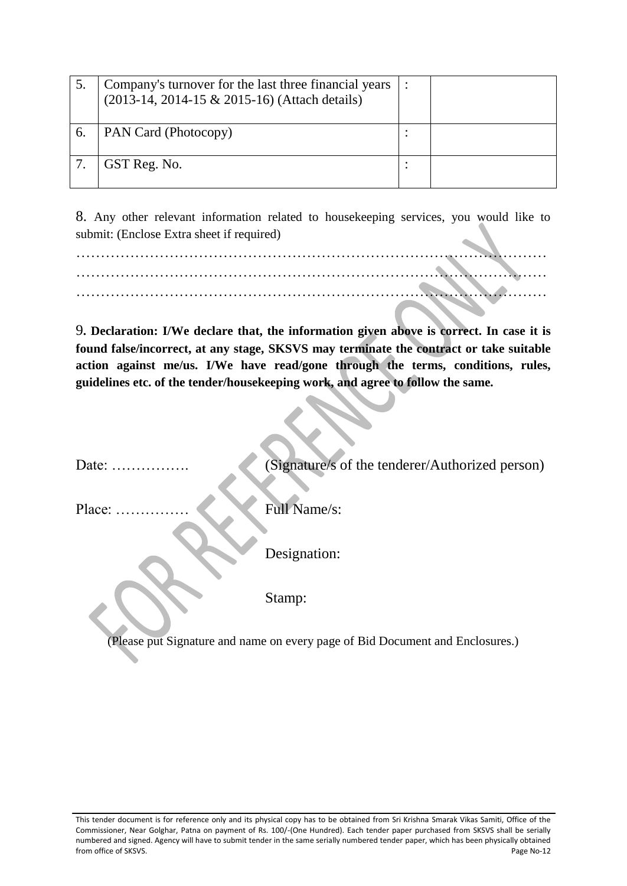| 5. | Company's turnover for the last three financial years (2013-14, 2014-15 & 2015-16) (Attach details) | : | |
|---|---|---|---|
| 6. | PAN Card (Photocopy) | : | |
| 7. | GST Reg. No. | : | |

8. Any other relevant information related to housekeeping services, you would like to submit: (Enclose Extra sheet if required)

……………………………………………………………………………………
……………………………………………………………………………………
……………………………………………………………………………………

9. **Declaration: I/We declare that, the information given above is correct. In case it is found false/incorrect, at any stage, SKSVS may terminate the contract or take suitable action against me/us. I/We have read/gone through the terms, conditions, rules, guidelines etc. of the tender/housekeeping work, and agree to follow the same.**

Date: …………….  (Signature/s of the tenderer/Authorized person)

Place: ……………  Full Name/s:

Designation:

Stamp:

(Please put Signature and name on every page of Bid Document and Enclosures.)

This tender document is for reference only and its physical copy has to be obtained from Sri Krishna Smarak Vikas Samiti, Office of the Commissioner, Near Golghar, Patna on payment of Rs. 100/-(One Hundred). Each tender paper purchased from SKSVS shall be serially numbered and signed. Agency will have to submit tender in the same serially numbered tender paper, which has been physically obtained from office of SKSVS.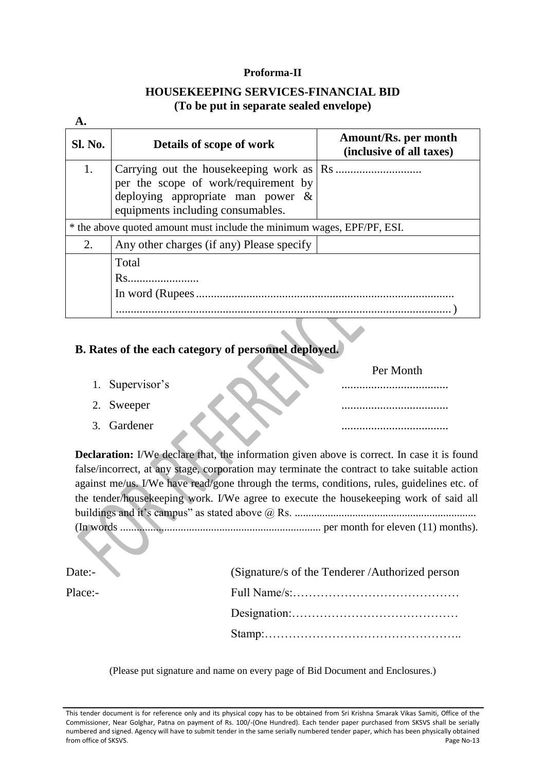**Proforma-II**

## HOUSEKEEPING SERVICES-FINANCIAL BID
**(To be put in separate sealed envelope)**

**A.**

| Sl. No. | Details of scope of work | Amount/Rs. per month (inclusive of all taxes) |
|---|---|---|
| 1. | Carrying out the housekeeping work as per the scope of work/requirement by deploying appropriate man power & equipments including consumables. | Rs ............................ |
| * the above quoted amount must include the minimum wages, EPF/PF, ESI. | | |
| 2. | Any other charges (if any) Please specify | |
| | Total Rs........................ In word (Rupees...................................................................................... ............................................................................................................... ) | |

**B. Rates of the each category of personnel deployed.**

Per Month

1. Supervisor's ....................................
2. Sweeper ....................................
3. Gardener ....................................

**Declaration:** I/We declare that, the information given above is correct. In case it is found false/incorrect, at any stage, corporation may terminate the contract to take suitable action against me/us. I/We have read/gone through the terms, conditions, rules, guidelines etc. of the tender/housekeeping work. I/We agree to execute the housekeeping work of said all buildings and it's campus" as stated above @ Rs. ................................................................. (In words ........................................................................ per month for eleven (11) months).

Date:-

Place:-

(Signature/s of the Tenderer /Authorized person

Full Name/s:……………………………………

Designation:……………………………………

Stamp:…………………………………………..

(Please put signature and name on every page of Bid Document and Enclosures.)

This tender document is for reference only and its physical copy has to be obtained from Sri Krishna Smarak Vikas Samiti, Office of the Commissioner, Near Golghar, Patna on payment of Rs. 100/-(One Hundred). Each tender paper purchased from SKSVS shall be serially numbered and signed. Agency will have to submit tender in the same serially numbered tender paper, which has been physically obtained from office of SKSVS.